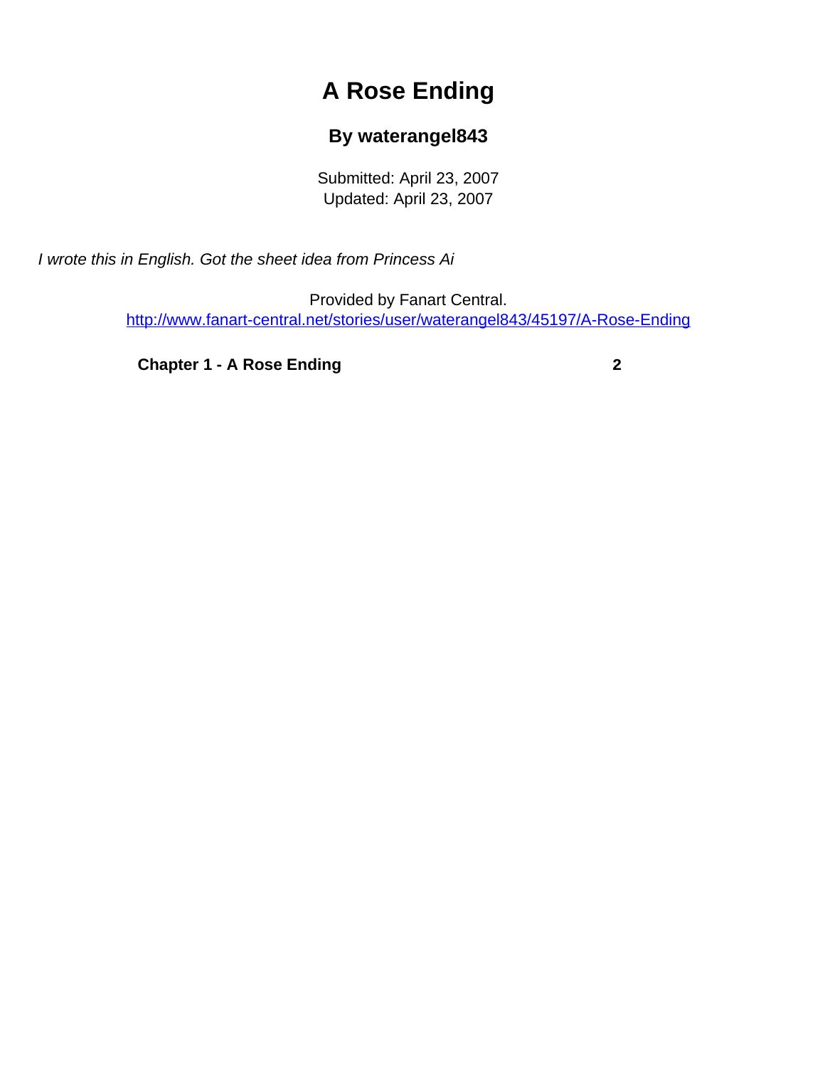# A Rose Ending

## By waterangel843

Submitted: April 23, 2007
Updated: April 23, 2007

*I wrote this in English. Got the sheet idea from Princess Ai*

Provided by Fanart Central.
http://www.fanart-central.net/stories/user/waterangel843/45197/A-Rose-Ending

**Chapter 1 - A Rose Ending** **2**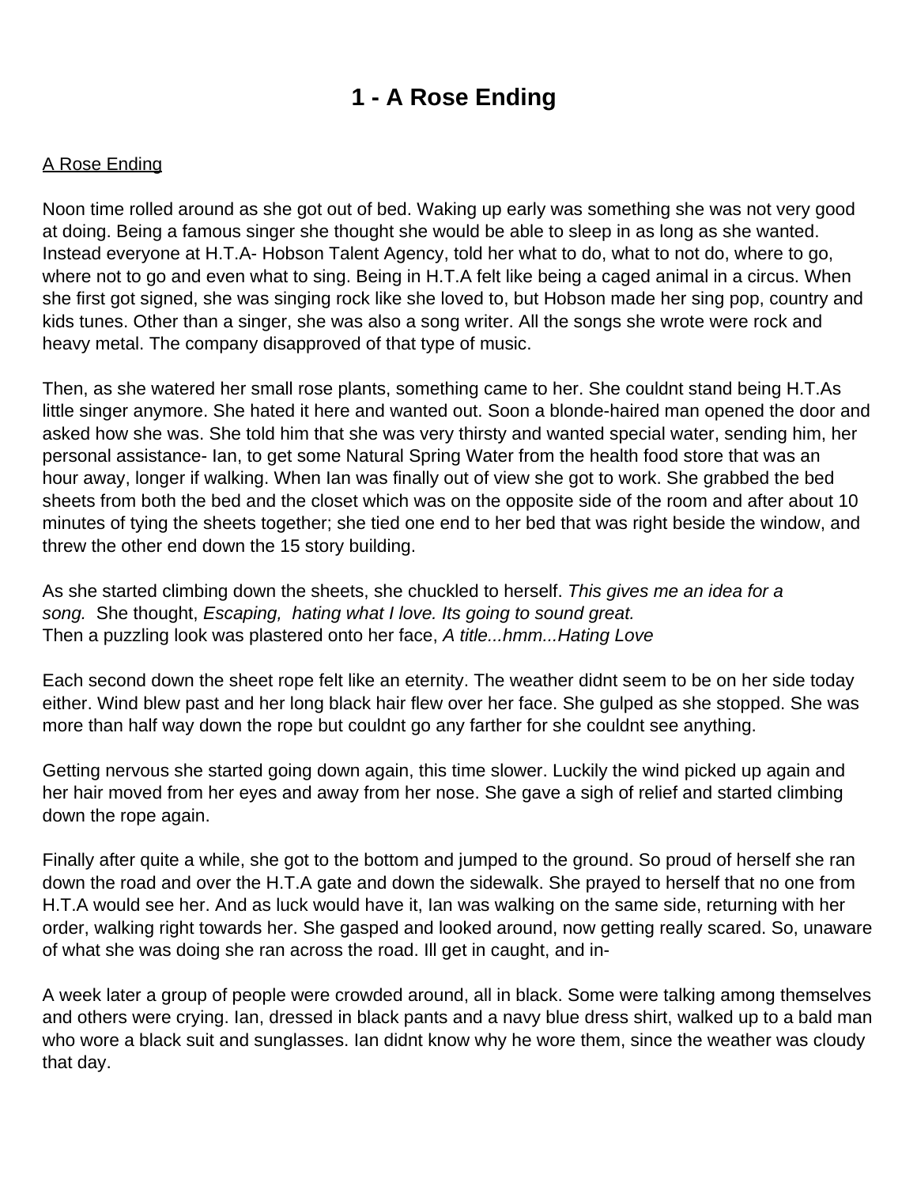# 1 - A Rose Ending

<u>A Rose Ending</u>

Noon time rolled around as she got out of bed. Waking up early was something she was not very good at doing. Being a famous singer she thought she would be able to sleep in as long as she wanted. Instead everyone at H.T.A- Hobson Talent Agency, told her what to do, what to not do, where to go, where not to go and even what to sing. Being in H.T.A felt like being a caged animal in a circus. When she first got signed, she was singing rock like she loved to, but Hobson made her sing pop, country and kids tunes. Other than a singer, she was also a song writer. All the songs she wrote were rock and heavy metal. The company disapproved of that type of music.

Then, as she watered her small rose plants, something came to her. She couldnt stand being H.T.As little singer anymore. She hated it here and wanted out. Soon a blonde-haired man opened the door and asked how she was. She told him that she was very thirsty and wanted special water, sending him, her personal assistance- Ian, to get some Natural Spring Water from the health food store that was an hour away, longer if walking. When Ian was finally out of view she got to work. She grabbed the bed sheets from both the bed and the closet which was on the opposite side of the room and after about 10 minutes of tying the sheets together; she tied one end to her bed that was right beside the window, and threw the other end down the 15 story building.

As she started climbing down the sheets, she chuckled to herself. *This gives me an idea for a song.* She thought, *Escaping, hating what I love. Its going to sound great.*
Then a puzzling look was plastered onto her face, *A title...hmm...Hating Love*

Each second down the sheet rope felt like an eternity. The weather didnt seem to be on her side today either. Wind blew past and her long black hair flew over her face. She gulped as she stopped. She was more than half way down the rope but couldnt go any farther for she couldnt see anything.

Getting nervous she started going down again, this time slower. Luckily the wind picked up again and her hair moved from her eyes and away from her nose. She gave a sigh of relief and started climbing down the rope again.

Finally after quite a while, she got to the bottom and jumped to the ground. So proud of herself she ran down the road and over the H.T.A gate and down the sidewalk. She prayed to herself that no one from H.T.A would see her. And as luck would have it, Ian was walking on the same side, returning with her order, walking right towards her. She gasped and looked around, now getting really scared. So, unaware of what she was doing she ran across the road. Ill get in caught, and in-

A week later a group of people were crowded around, all in black. Some were talking among themselves and others were crying. Ian, dressed in black pants and a navy blue dress shirt, walked up to a bald man who wore a black suit and sunglasses. Ian didnt know why he wore them, since the weather was cloudy that day.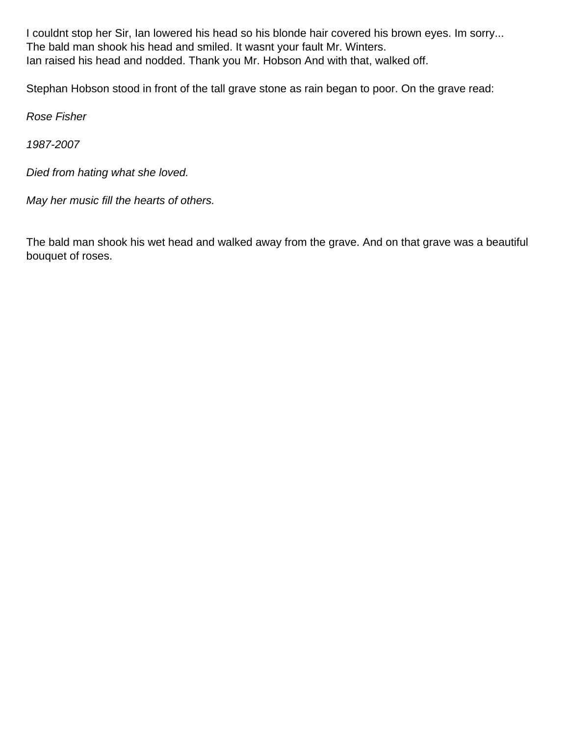I couldnt stop her Sir, Ian lowered his head so his blonde hair covered his brown eyes. Im sorry...
The bald man shook his head and smiled. It wasnt your fault Mr. Winters.
Ian raised his head and nodded. Thank you Mr. Hobson And with that, walked off.

Stephan Hobson stood in front of the tall grave stone as rain began to poor. On the grave read:

*Rose Fisher*

*1987-2007*

*Died from hating what she loved.*

*May her music fill the hearts of others.*

The bald man shook his wet head and walked away from the grave. And on that grave was a beautiful bouquet of roses.